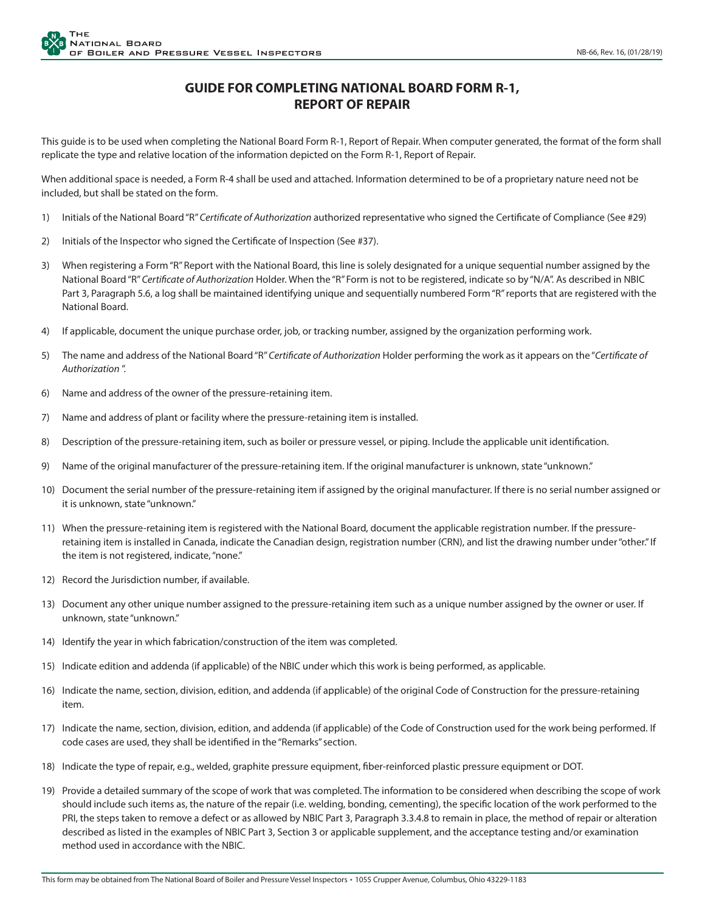# GUIDE FOR COMPLETING NATIONAL BOARD FORM R-1, REPORT OF REPAIR

This guide is to be used when completing the National Board Form R-1, Report of Repair. When computer generated, the format of the form shall replicate the type and relative location of the information depicted on the Form R-1, Report of Repair.

When additional space is needed, a Form R-4 shall be used and attached. Information determined to be of a proprietary nature need not be included, but shall be stated on the form.

1) Initials of the National Board "R" *Certificate of Authorization* authorized representative who signed the Certificate of Compliance (See #29)

2) Initials of the Inspector who signed the Certificate of Inspection (See #37).

3) When registering a Form "R" Report with the National Board, this line is solely designated for a unique sequential number assigned by the National Board "R" *Certificate of Authorization* Holder. When the "R" Form is not to be registered, indicate so by "N/A". As described in NBIC Part 3, Paragraph 5.6, a log shall be maintained identifying unique and sequentially numbered Form "R" reports that are registered with the National Board.

4) If applicable, document the unique purchase order, job, or tracking number, assigned by the organization performing work.

5) The name and address of the National Board "R" *Certificate of Authorization* Holder performing the work as it appears on the "*Certificate of Authorization*".

6) Name and address of the owner of the pressure-retaining item.

7) Name and address of plant or facility where the pressure-retaining item is installed.

8) Description of the pressure-retaining item, such as boiler or pressure vessel, or piping. Include the applicable unit identification.

9) Name of the original manufacturer of the pressure-retaining item. If the original manufacturer is unknown, state "unknown."

10) Document the serial number of the pressure-retaining item if assigned by the original manufacturer. If there is no serial number assigned or it is unknown, state "unknown."

11) When the pressure-retaining item is registered with the National Board, document the applicable registration number. If the pressure-retaining item is installed in Canada, indicate the Canadian design, registration number (CRN), and list the drawing number under "other." If the item is not registered, indicate, "none."

12) Record the Jurisdiction number, if available.

13) Document any other unique number assigned to the pressure-retaining item such as a unique number assigned by the owner or user. If unknown, state "unknown."

14) Identify the year in which fabrication/construction of the item was completed.

15) Indicate edition and addenda (if applicable) of the NBIC under which this work is being performed, as applicable.

16) Indicate the name, section, division, edition, and addenda (if applicable) of the original Code of Construction for the pressure-retaining item.

17) Indicate the name, section, division, edition, and addenda (if applicable) of the Code of Construction used for the work being performed. If code cases are used, they shall be identified in the "Remarks" section.

18) Indicate the type of repair, e.g., welded, graphite pressure equipment, fiber-reinforced plastic pressure equipment or DOT.

19) Provide a detailed summary of the scope of work that was completed. The information to be considered when describing the scope of work should include such items as, the nature of the repair (i.e. welding, bonding, cementing), the specific location of the work performed to the PRI, the steps taken to remove a defect or as allowed by NBIC Part 3, Paragraph 3.3.4.8 to remain in place, the method of repair or alteration described as listed in the examples of NBIC Part 3, Section 3 or applicable supplement, and the acceptance testing and/or examination method used in accordance with the NBIC.

This form may be obtained from The National Board of Boiler and Pressure Vessel Inspectors • 1055 Crupper Avenue, Columbus, Ohio 43229-1183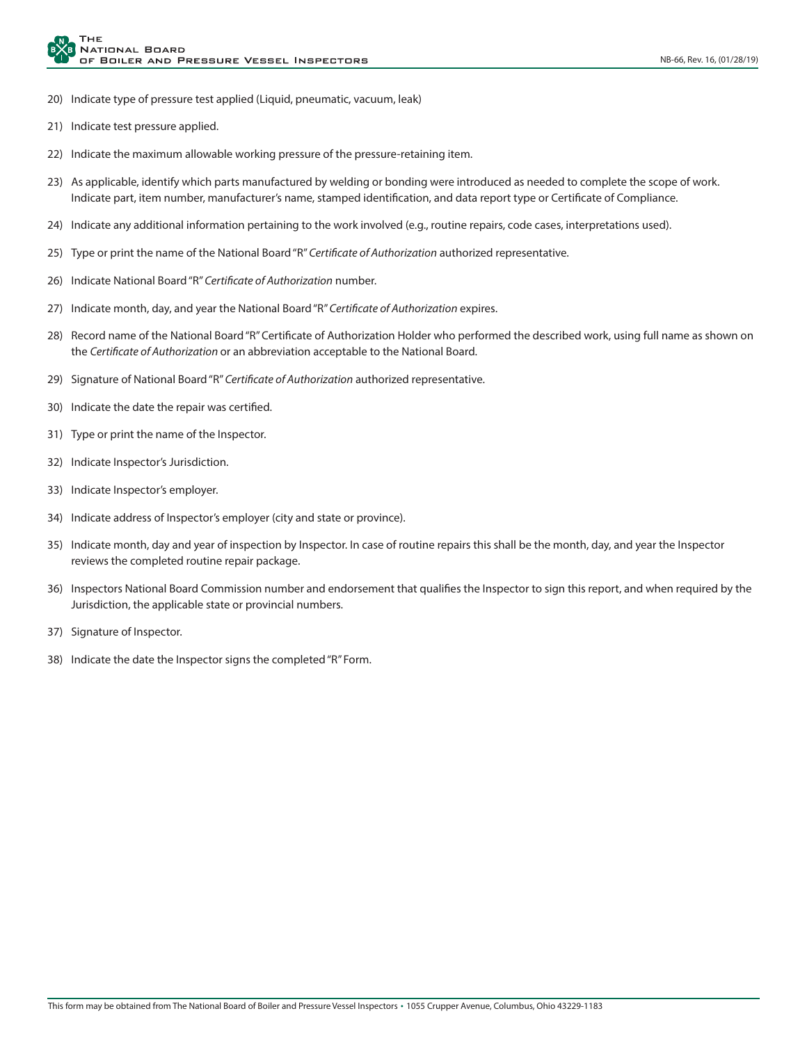20) Indicate type of pressure test applied (Liquid, pneumatic, vacuum, leak)

21) Indicate test pressure applied.

22) Indicate the maximum allowable working pressure of the pressure-retaining item.

23) As applicable, identify which parts manufactured by welding or bonding were introduced as needed to complete the scope of work. Indicate part, item number, manufacturer's name, stamped identification, and data report type or Certificate of Compliance.

24) Indicate any additional information pertaining to the work involved (e.g., routine repairs, code cases, interpretations used).

25) Type or print the name of the National Board "R" *Certificate of Authorization* authorized representative.

26) Indicate National Board "R" *Certificate of Authorization* number.

27) Indicate month, day, and year the National Board "R" *Certificate of Authorization* expires.

28) Record name of the National Board "R" Certificate of Authorization Holder who performed the described work, using full name as shown on the *Certificate of Authorization* or an abbreviation acceptable to the National Board.

29) Signature of National Board "R" *Certificate of Authorization* authorized representative.

30) Indicate the date the repair was certified.

31) Type or print the name of the Inspector.

32) Indicate Inspector's Jurisdiction.

33) Indicate Inspector's employer.

34) Indicate address of Inspector's employer (city and state or province).

35) Indicate month, day and year of inspection by Inspector. In case of routine repairs this shall be the month, day, and year the Inspector reviews the completed routine repair package.

36) Inspectors National Board Commission number and endorsement that qualifies the Inspector to sign this report, and when required by the Jurisdiction, the applicable state or provincial numbers.

37) Signature of Inspector.

38) Indicate the date the Inspector signs the completed "R" Form.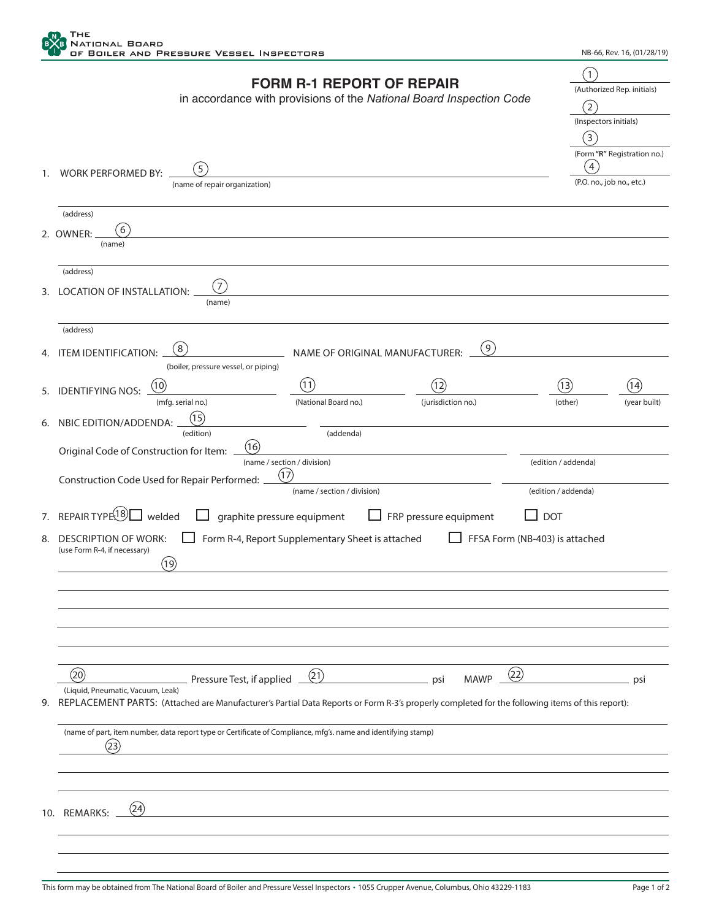THE NATIONAL BOARD OF BOILER AND PRESSURE VESSEL INSPECTORS

NB-66, Rev. 16, (01/28/19)

# FORM R-1 REPORT OF REPAIR

in accordance with provisions of the *National Board Inspection Code*

(1) (Authorized Rep. initials)

(2) (Inspectors initials)

(3) (Form **"R"** Registration no.)

(4) (P.O. no., job no., etc.)

1. WORK PERFORMED BY: (5) ____________________
   (name of repair organization)

   ____________________
   (address)

2. OWNER: (6) ____________________
   (name)

   ____________________
   (address)

3. LOCATION OF INSTALLATION: (7) ____________________
   (name)

   ____________________
   (address)

4. ITEM IDENTIFICATION: (8) ____________________ NAME OF ORIGINAL MANUFACTURER: (9) ____________________
   (boiler, pressure vessel, or piping)

5. IDENTIFYING NOS: (10) __________ (11) __________ (12) __________ (13) __________ (14) __________
   (mfg. serial no.) (National Board no.) (jurisdiction no.) (other) (year built)

6. NBIC EDITION/ADDENDA: (15) __________ __________
   (edition) (addenda)

   Original Code of Construction for Item: (16) ____________________ __________
   (name / section / division) (edition / addenda)

   Construction Code Used for Repair Performed: (17) ____________________ __________
   (name / section / division) (edition / addenda)

7. REPAIR TYPE: (18) ☐ welded ☐ graphite pressure equipment ☐ FRP pressure equipment ☐ DOT

8. DESCRIPTION OF WORK: ☐ Form R-4, Report Supplementary Sheet is attached ☐ FFSA Form (NB-403) is attached
   (use Form R-4, if necessary)

   (19) ____________________

   ____________________

   ____________________

   ____________________

   ____________________

   (20) __________ Pressure Test, if applied (21) __________ psi MAWP (22) __________ psi
   (Liquid, Pneumatic, Vacuum, Leak)

9. REPLACEMENT PARTS: (Attached are Manufacturer's Partial Data Reports or Form R-3's properly completed for the following items of this report):

   ____________________
   (name of part, item number, data report type or Certificate of Compliance, mfg's. name and identifying stamp)

   (23) ____________________

   ____________________

   ____________________

10. REMARKS: (24) ____________________

    ____________________

    ____________________

    ____________________

This form may be obtained from The National Board of Boiler and Pressure Vessel Inspectors • 1055 Crupper Avenue, Columbus, Ohio 43229-1183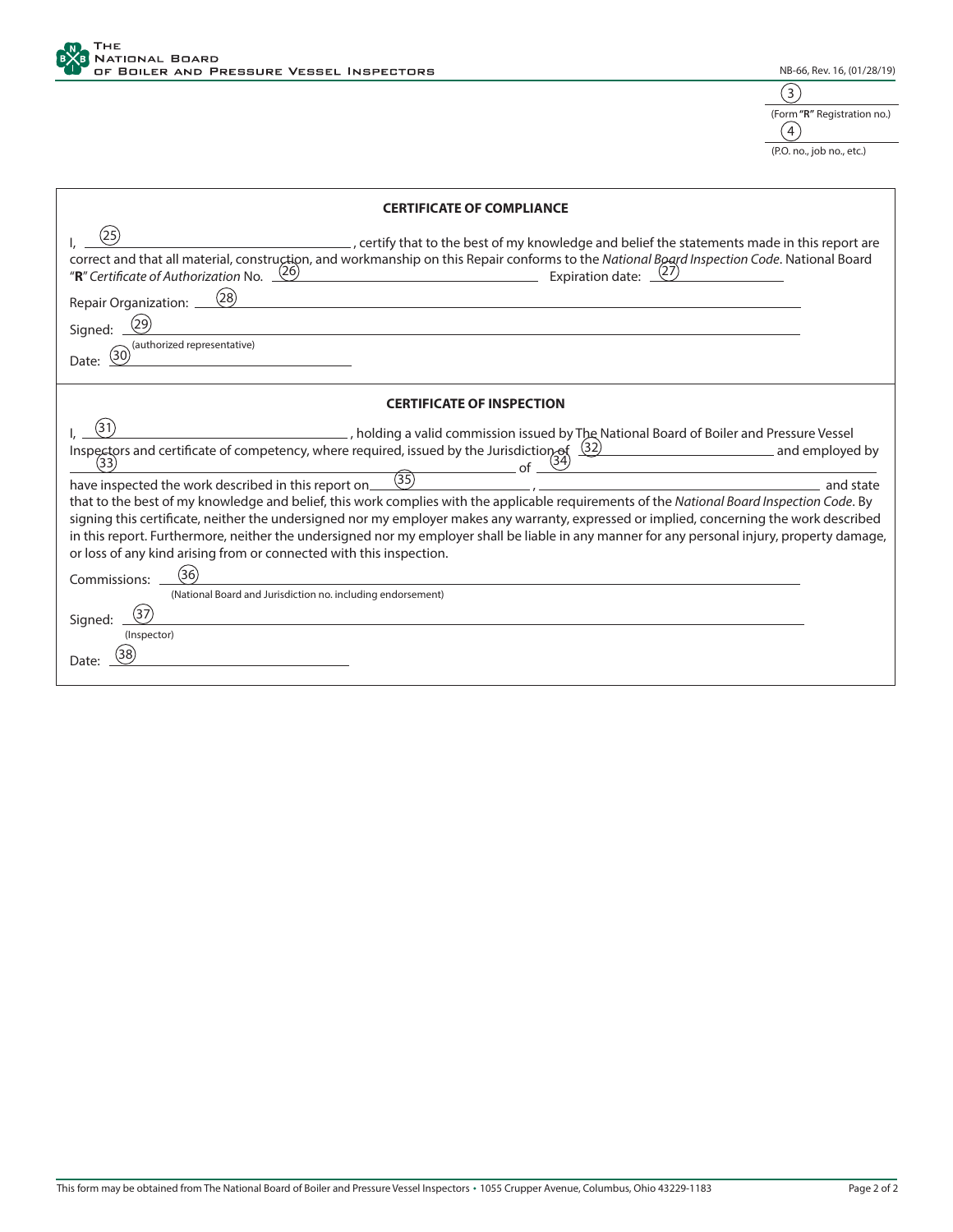NB-66, Rev. 16, (01/28/19)

(3)
(Form "**R**" Registration no.)

(4)
(P.O. no., job no., etc.)

## CERTIFICATE OF COMPLIANCE

I, (25) ______________________________, certify that to the best of my knowledge and belief the statements made in this report are correct and that all material, construction, and workmanship on this Repair conforms to the *National Board Inspection Code*. National Board "**R**" *Certificate of Authorization* No. (26) ______________________________ Expiration date: (27) ______________

Repair Organization: (28) ______________________________

Signed: (29) ______________________________
(authorized representative)

Date: (30) ______________

## CERTIFICATE OF INSPECTION

I, (31) ______________________________, holding a valid commission issued by The National Board of Boiler and Pressure Vessel Inspectors and certificate of competency, where required, issued by the Jurisdiction of (32) ______________________________ and employed by (33) ______________________________ of (34) ______________________________

have inspected the work described in this report on (35) ______________, ______________________________ and state that to the best of my knowledge and belief, this work complies with the applicable requirements of the *National Board Inspection Code*. By signing this certificate, neither the undersigned nor my employer makes any warranty, expressed or implied, concerning the work described in this report. Furthermore, neither the undersigned nor my employer shall be liable in any manner for any personal injury, property damage, or loss of any kind arising from or connected with this inspection.

Commissions: (36) ______________________________
(National Board and Jurisdiction no. including endorsement)

Signed: (37) ______________________________
(Inspector)

Date: (38) ______________

This form may be obtained from The National Board of Boiler and Pressure Vessel Inspectors • 1055 Crupper Avenue, Columbus, Ohio 43229-1183